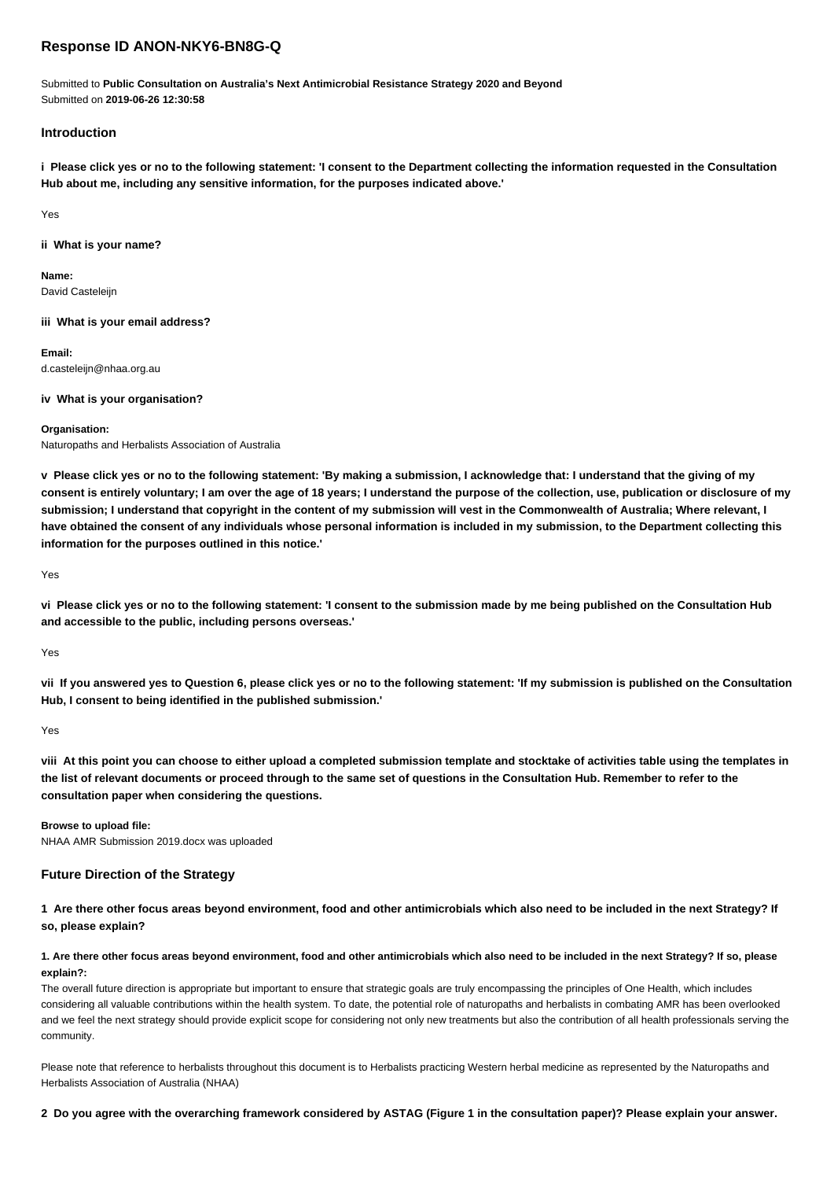# Response ID ANON-NKY6-BN8G-Q

Submitted to **Public Consultation on Australia's Next Antimicrobial Resistance Strategy 2020 and Beyond**
Submitted on **2019-06-26 12:30:58**

## Introduction

**i Please click yes or no to the following statement: 'I consent to the Department collecting the information requested in the Consultation Hub about me, including any sensitive information, for the purposes indicated above.'**

Yes

**ii What is your name?**

**Name:**
David Casteleijn

**iii What is your email address?**

**Email:**
d.casteleijn@nhaa.org.au

**iv What is your organisation?**

**Organisation:**
Naturopaths and Herbalists Association of Australia

**v Please click yes or no to the following statement: 'By making a submission, I acknowledge that: I understand that the giving of my consent is entirely voluntary; I am over the age of 18 years; I understand the purpose of the collection, use, publication or disclosure of my submission; I understand that copyright in the content of my submission will vest in the Commonwealth of Australia; Where relevant, I have obtained the consent of any individuals whose personal information is included in my submission, to the Department collecting this information for the purposes outlined in this notice.'**

Yes

**vi Please click yes or no to the following statement: 'I consent to the submission made by me being published on the Consultation Hub and accessible to the public, including persons overseas.'**

Yes

**vii If you answered yes to Question 6, please click yes or no to the following statement: 'If my submission is published on the Consultation Hub, I consent to being identified in the published submission.'**

Yes

**viii At this point you can choose to either upload a completed submission template and stocktake of activities table using the templates in the list of relevant documents or proceed through to the same set of questions in the Consultation Hub. Remember to refer to the consultation paper when considering the questions.**

**Browse to upload file:**
NHAA AMR Submission 2019.docx was uploaded

## Future Direction of the Strategy

**1 Are there other focus areas beyond environment, food and other antimicrobials which also need to be included in the next Strategy? If so, please explain?**

**1. Are there other focus areas beyond environment, food and other antimicrobials which also need to be included in the next Strategy? If so, please explain?:**
The overall future direction is appropriate but important to ensure that strategic goals are truly encompassing the principles of One Health, which includes considering all valuable contributions within the health system. To date, the potential role of naturopaths and herbalists in combating AMR has been overlooked and we feel the next strategy should provide explicit scope for considering not only new treatments but also the contribution of all health professionals serving the community.

Please note that reference to herbalists throughout this document is to Herbalists practicing Western herbal medicine as represented by the Naturopaths and Herbalists Association of Australia (NHAA)

**2 Do you agree with the overarching framework considered by ASTAG (Figure 1 in the consultation paper)? Please explain your answer.**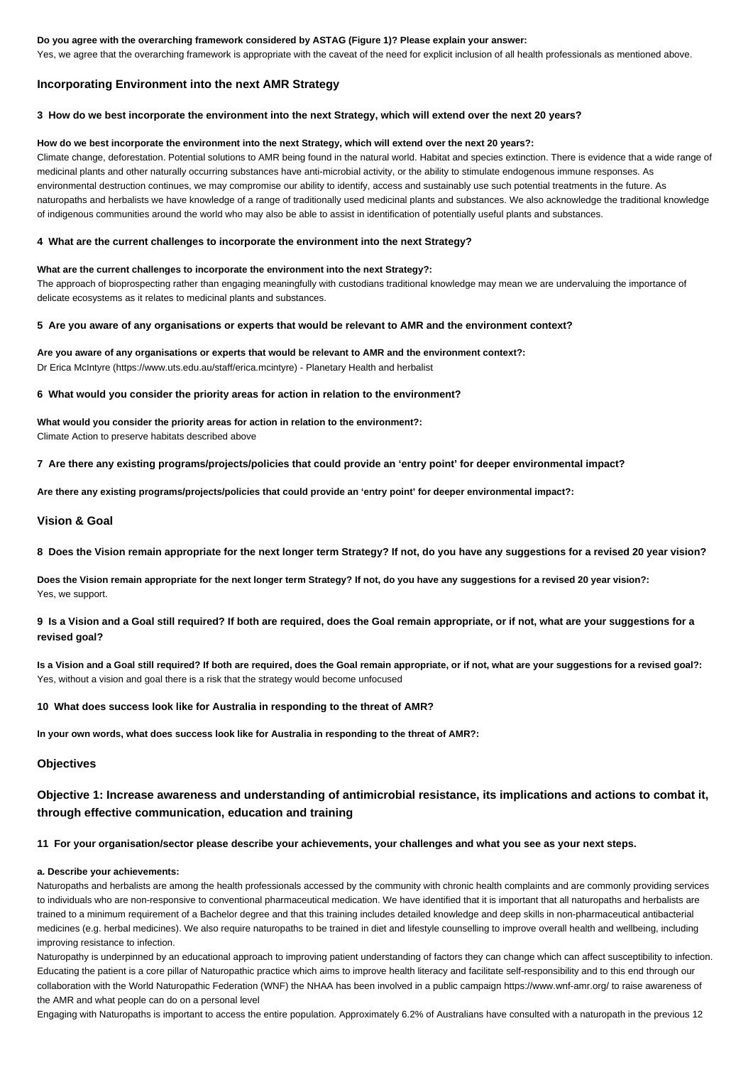**Do you agree with the overarching framework considered by ASTAG (Figure 1)? Please explain your answer:**

Yes, we agree that the overarching framework is appropriate with the caveat of the need for explicit inclusion of all health professionals as mentioned above.

### Incorporating Environment into the next AMR Strategy

**3 How do we best incorporate the environment into the next Strategy, which will extend over the next 20 years?**

**How do we best incorporate the environment into the next Strategy, which will extend over the next 20 years?:**

Climate change, deforestation. Potential solutions to AMR being found in the natural world. Habitat and species extinction. There is evidence that a wide range of medicinal plants and other naturally occurring substances have anti-microbial activity, or the ability to stimulate endogenous immune responses. As environmental destruction continues, we may compromise our ability to identify, access and sustainably use such potential treatments in the future. As naturopaths and herbalists we have knowledge of a range of traditionally used medicinal plants and substances. We also acknowledge the traditional knowledge of indigenous communities around the world who may also be able to assist in identification of potentially useful plants and substances.

**4 What are the current challenges to incorporate the environment into the next Strategy?**

**What are the current challenges to incorporate the environment into the next Strategy?:**

The approach of bioprospecting rather than engaging meaningfully with custodians traditional knowledge may mean we are undervaluing the importance of delicate ecosystems as it relates to medicinal plants and substances.

**5 Are you aware of any organisations or experts that would be relevant to AMR and the environment context?**

**Are you aware of any organisations or experts that would be relevant to AMR and the environment context?:**

Dr Erica McIntyre (https://www.uts.edu.au/staff/erica.mcintyre) - Planetary Health and herbalist

**6 What would you consider the priority areas for action in relation to the environment?**

**What would you consider the priority areas for action in relation to the environment?:**

Climate Action to preserve habitats described above

**7 Are there any existing programs/projects/policies that could provide an 'entry point' for deeper environmental impact?**

**Are there any existing programs/projects/policies that could provide an 'entry point' for deeper environmental impact?:**

### Vision & Goal

**8 Does the Vision remain appropriate for the next longer term Strategy? If not, do you have any suggestions for a revised 20 year vision?**

**Does the Vision remain appropriate for the next longer term Strategy? If not, do you have any suggestions for a revised 20 year vision?:**

Yes, we support.

**9 Is a Vision and a Goal still required? If both are required, does the Goal remain appropriate, or if not, what are your suggestions for a revised goal?**

**Is a Vision and a Goal still required? If both are required, does the Goal remain appropriate, or if not, what are your suggestions for a revised goal?:**

Yes, without a vision and goal there is a risk that the strategy would become unfocused

**10 What does success look like for Australia in responding to the threat of AMR?**

**In your own words, what does success look like for Australia in responding to the threat of AMR?:**

### Objectives

### Objective 1: Increase awareness and understanding of antimicrobial resistance, its implications and actions to combat it, through effective communication, education and training

**11 For your organisation/sector please describe your achievements, your challenges and what you see as your next steps.**

**a. Describe your achievements:**

Naturopaths and herbalists are among the health professionals accessed by the community with chronic health complaints and are commonly providing services to individuals who are non-responsive to conventional pharmaceutical medication. We have identified that it is important that all naturopaths and herbalists are trained to a minimum requirement of a Bachelor degree and that this training includes detailed knowledge and deep skills in non-pharmaceutical antibacterial medicines (e.g. herbal medicines). We also require naturopaths to be trained in diet and lifestyle counselling to improve overall health and wellbeing, including improving resistance to infection.

Naturopathy is underpinned by an educational approach to improving patient understanding of factors they can change which can affect susceptibility to infection. Educating the patient is a core pillar of Naturopathic practice which aims to improve health literacy and facilitate self-responsibility and to this end through our collaboration with the World Naturopathic Federation (WNF) the NHAA has been involved in a public campaign https://www.wnf-amr.org/ to raise awareness of the AMR and what people can do on a personal level

Engaging with Naturopaths is important to access the entire population. Approximately 6.2% of Australians have consulted with a naturopath in the previous 12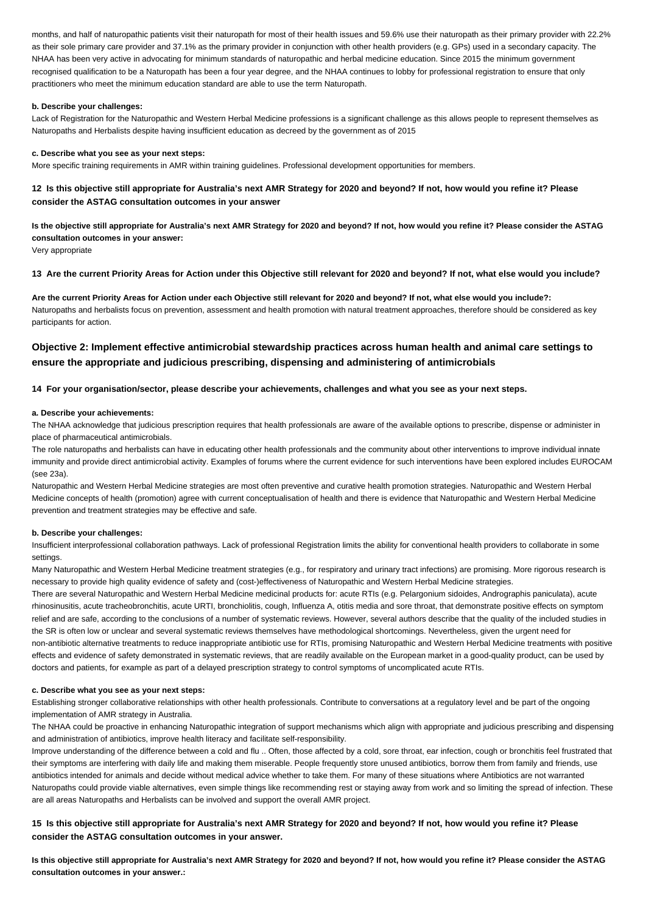months, and half of naturopathic patients visit their naturopath for most of their health issues and 59.6% use their naturopath as their primary provider with 22.2% as their sole primary care provider and 37.1% as the primary provider in conjunction with other health providers (e.g. GPs) used in a secondary capacity. The NHAA has been very active in advocating for minimum standards of naturopathic and herbal medicine education. Since 2015 the minimum government recognised qualification to be a Naturopath has been a four year degree, and the NHAA continues to lobby for professional registration to ensure that only practitioners who meet the minimum education standard are able to use the term Naturopath.

**b. Describe your challenges:**

Lack of Registration for the Naturopathic and Western Herbal Medicine professions is a significant challenge as this allows people to represent themselves as Naturopaths and Herbalists despite having insufficient education as decreed by the government as of 2015

**c. Describe what you see as your next steps:**

More specific training requirements in AMR within training guidelines. Professional development opportunities for members.

### 12 Is this objective still appropriate for Australia's next AMR Strategy for 2020 and beyond? If not, how would you refine it? Please consider the ASTAG consultation outcomes in your answer

**Is the objective still appropriate for Australia's next AMR Strategy for 2020 and beyond? If not, how would you refine it? Please consider the ASTAG consultation outcomes in your answer:**

Very appropriate

### 13 Are the current Priority Areas for Action under this Objective still relevant for 2020 and beyond? If not, what else would you include?

**Are the current Priority Areas for Action under each Objective still relevant for 2020 and beyond? If not, what else would you include?:**

Naturopaths and herbalists focus on prevention, assessment and health promotion with natural treatment approaches, therefore should be considered as key participants for action.

## Objective 2: Implement effective antimicrobial stewardship practices across human health and animal care settings to ensure the appropriate and judicious prescribing, dispensing and administering of antimicrobials

### 14 For your organisation/sector, please describe your achievements, challenges and what you see as your next steps.

**a. Describe your achievements:**

The NHAA acknowledge that judicious prescription requires that health professionals are aware of the available options to prescribe, dispense or administer in place of pharmaceutical antimicrobials.

The role naturopaths and herbalists can have in educating other health professionals and the community about other interventions to improve individual innate immunity and provide direct antimicrobial activity. Examples of forums where the current evidence for such interventions have been explored includes EUROCAM (see 23a).

Naturopathic and Western Herbal Medicine strategies are most often preventive and curative health promotion strategies. Naturopathic and Western Herbal Medicine concepts of health (promotion) agree with current conceptualisation of health and there is evidence that Naturopathic and Western Herbal Medicine prevention and treatment strategies may be effective and safe.

**b. Describe your challenges:**

Insufficient interprofessional collaboration pathways. Lack of professional Registration limits the ability for conventional health providers to collaborate in some settings.

Many Naturopathic and Western Herbal Medicine treatment strategies (e.g., for respiratory and urinary tract infections) are promising. More rigorous research is necessary to provide high quality evidence of safety and (cost-)effectiveness of Naturopathic and Western Herbal Medicine strategies.

There are several Naturopathic and Western Herbal Medicine medicinal products for: acute RTIs (e.g. Pelargonium sidoides, Andrographis paniculata), acute rhinosinusitis, acute tracheobronchitis, acute URTI, bronchiolitis, cough, Influenza A, otitis media and sore throat, that demonstrate positive effects on symptom relief and are safe, according to the conclusions of a number of systematic reviews. However, several authors describe that the quality of the included studies in the SR is often low or unclear and several systematic reviews themselves have methodological shortcomings. Nevertheless, given the urgent need for non-antibiotic alternative treatments to reduce inappropriate antibiotic use for RTIs, promising Naturopathic and Western Herbal Medicine treatments with positive effects and evidence of safety demonstrated in systematic reviews, that are readily available on the European market in a good-quality product, can be used by doctors and patients, for example as part of a delayed prescription strategy to control symptoms of uncomplicated acute RTIs.

**c. Describe what you see as your next steps:**

Establishing stronger collaborative relationships with other health professionals. Contribute to conversations at a regulatory level and be part of the ongoing implementation of AMR strategy in Australia.

The NHAA could be proactive in enhancing Naturopathic integration of support mechanisms which align with appropriate and judicious prescribing and dispensing and administration of antibiotics, improve health literacy and facilitate self-responsibility.

Improve understanding of the difference between a cold and flu .. Often, those affected by a cold, sore throat, ear infection, cough or bronchitis feel frustrated that their symptoms are interfering with daily life and making them miserable. People frequently store unused antibiotics, borrow them from family and friends, use antibiotics intended for animals and decide without medical advice whether to take them. For many of these situations where Antibiotics are not warranted Naturopaths could provide viable alternatives, even simple things like recommending rest or staying away from work and so limiting the spread of infection. These are all areas Naturopaths and Herbalists can be involved and support the overall AMR project.

### 15 Is this objective still appropriate for Australia's next AMR Strategy for 2020 and beyond? If not, how would you refine it? Please consider the ASTAG consultation outcomes in your answer.

**Is this objective still appropriate for Australia's next AMR Strategy for 2020 and beyond? If not, how would you refine it? Please consider the ASTAG consultation outcomes in your answer.:**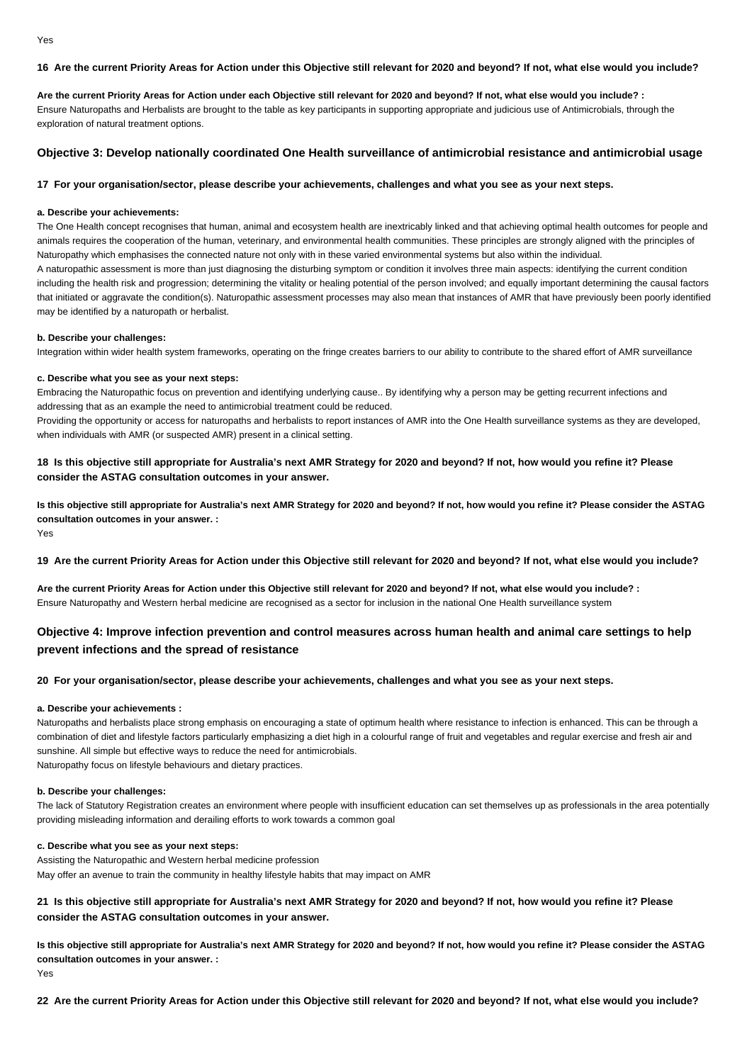Yes

**16 Are the current Priority Areas for Action under this Objective still relevant for 2020 and beyond? If not, what else would you include?**

**Are the current Priority Areas for Action under each Objective still relevant for 2020 and beyond? If not, what else would you include? :**
Ensure Naturopaths and Herbalists are brought to the table as key participants in supporting appropriate and judicious use of Antimicrobials, through the exploration of natural treatment options.

### Objective 3: Develop nationally coordinated One Health surveillance of antimicrobial resistance and antimicrobial usage

**17 For your organisation/sector, please describe your achievements, challenges and what you see as your next steps.**

**a. Describe your achievements:**

The One Health concept recognises that human, animal and ecosystem health are inextricably linked and that achieving optimal health outcomes for people and animals requires the cooperation of the human, veterinary, and environmental health communities. These principles are strongly aligned with the principles of Naturopathy which emphasises the connected nature not only with in these varied environmental systems but also within the individual.
A naturopathic assessment is more than just diagnosing the disturbing symptom or condition it involves three main aspects: identifying the current condition including the health risk and progression; determining the vitality or healing potential of the person involved; and equally important determining the causal factors that initiated or aggravate the condition(s). Naturopathic assessment processes may also mean that instances of AMR that have previously been poorly identified may be identified by a naturopath or herbalist.

**b. Describe your challenges:**

Integration within wider health system frameworks, operating on the fringe creates barriers to our ability to contribute to the shared effort of AMR surveillance

**c. Describe what you see as your next steps:**

Embracing the Naturopathic focus on prevention and identifying underlying cause.. By identifying why a person may be getting recurrent infections and addressing that as an example the need to antimicrobial treatment could be reduced.
Providing the opportunity or access for naturopaths and herbalists to report instances of AMR into the One Health surveillance systems as they are developed, when individuals with AMR (or suspected AMR) present in a clinical setting.

**18 Is this objective still appropriate for Australia's next AMR Strategy for 2020 and beyond? If not, how would you refine it? Please consider the ASTAG consultation outcomes in your answer.**

**Is this objective still appropriate for Australia's next AMR Strategy for 2020 and beyond? If not, how would you refine it? Please consider the ASTAG consultation outcomes in your answer. :**
Yes

**19 Are the current Priority Areas for Action under this Objective still relevant for 2020 and beyond? If not, what else would you include?**

**Are the current Priority Areas for Action under this Objective still relevant for 2020 and beyond? If not, what else would you include? :**
Ensure Naturopathy and Western herbal medicine are recognised as a sector for inclusion in the national One Health surveillance system

### Objective 4: Improve infection prevention and control measures across human health and animal care settings to help prevent infections and the spread of resistance

**20 For your organisation/sector, please describe your achievements, challenges and what you see as your next steps.**

**a. Describe your achievements :**

Naturopaths and herbalists place strong emphasis on encouraging a state of optimum health where resistance to infection is enhanced. This can be through a combination of diet and lifestyle factors particularly emphasizing a diet high in a colourful range of fruit and vegetables and regular exercise and fresh air and sunshine. All simple but effective ways to reduce the need for antimicrobials.
Naturopathy focus on lifestyle behaviours and dietary practices.

**b. Describe your challenges:**

The lack of Statutory Registration creates an environment where people with insufficient education can set themselves up as professionals in the area potentially providing misleading information and derailing efforts to work towards a common goal

**c. Describe what you see as your next steps:**

Assisting the Naturopathic and Western herbal medicine profession
May offer an avenue to train the community in healthy lifestyle habits that may impact on AMR

**21 Is this objective still appropriate for Australia's next AMR Strategy for 2020 and beyond? If not, how would you refine it? Please consider the ASTAG consultation outcomes in your answer.**

**Is this objective still appropriate for Australia's next AMR Strategy for 2020 and beyond? If not, how would you refine it? Please consider the ASTAG consultation outcomes in your answer. :**
Yes

**22 Are the current Priority Areas for Action under this Objective still relevant for 2020 and beyond? If not, what else would you include?**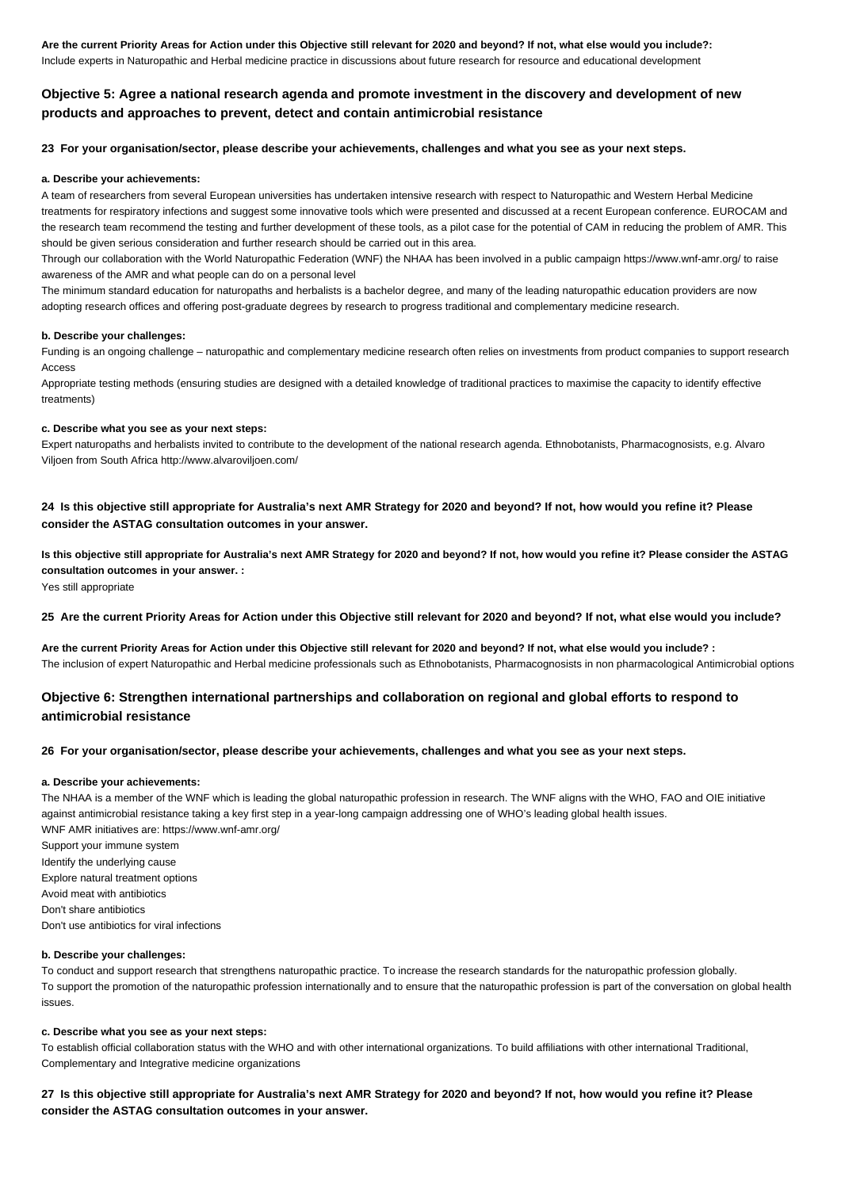**Are the current Priority Areas for Action under this Objective still relevant for 2020 and beyond? If not, what else would you include?:**
Include experts in Naturopathic and Herbal medicine practice in discussions about future research for resource and educational development

## Objective 5: Agree a national research agenda and promote investment in the discovery and development of new products and approaches to prevent, detect and contain antimicrobial resistance

**23 For your organisation/sector, please describe your achievements, challenges and what you see as your next steps.**

**a. Describe your achievements:**

A team of researchers from several European universities has undertaken intensive research with respect to Naturopathic and Western Herbal Medicine treatments for respiratory infections and suggest some innovative tools which were presented and discussed at a recent European conference. EUROCAM and the research team recommend the testing and further development of these tools, as a pilot case for the potential of CAM in reducing the problem of AMR. This should be given serious consideration and further research should be carried out in this area.
Through our collaboration with the World Naturopathic Federation (WNF) the NHAA has been involved in a public campaign https://www.wnf-amr.org/ to raise awareness of the AMR and what people can do on a personal level
The minimum standard education for naturopaths and herbalists is a bachelor degree, and many of the leading naturopathic education providers are now adopting research offices and offering post-graduate degrees by research to progress traditional and complementary medicine research.

**b. Describe your challenges:**

Funding is an ongoing challenge – naturopathic and complementary medicine research often relies on investments from product companies to support research Access
Appropriate testing methods (ensuring studies are designed with a detailed knowledge of traditional practices to maximise the capacity to identify effective treatments)

**c. Describe what you see as your next steps:**

Expert naturopaths and herbalists invited to contribute to the development of the national research agenda. Ethnobotanists, Pharmacognosists, e.g. Alvaro Viljoen from South Africa http://www.alvaroviljoen.com/

**24 Is this objective still appropriate for Australia's next AMR Strategy for 2020 and beyond? If not, how would you refine it? Please consider the ASTAG consultation outcomes in your answer.**

**Is this objective still appropriate for Australia's next AMR Strategy for 2020 and beyond? If not, how would you refine it? Please consider the ASTAG consultation outcomes in your answer. :**
Yes still appropriate

**25 Are the current Priority Areas for Action under this Objective still relevant for 2020 and beyond? If not, what else would you include?**

**Are the current Priority Areas for Action under this Objective still relevant for 2020 and beyond? If not, what else would you include? :**
The inclusion of expert Naturopathic and Herbal medicine professionals such as Ethnobotanists, Pharmacognosists in non pharmacological Antimicrobial options

## Objective 6: Strengthen international partnerships and collaboration on regional and global efforts to respond to antimicrobial resistance

**26 For your organisation/sector, please describe your achievements, challenges and what you see as your next steps.**

**a. Describe your achievements:**

The NHAA is a member of the WNF which is leading the global naturopathic profession in research. The WNF aligns with the WHO, FAO and OIE initiative against antimicrobial resistance taking a key first step in a year-long campaign addressing one of WHO's leading global health issues.
WNF AMR initiatives are: https://www.wnf-amr.org/
Support your immune system
Identify the underlying cause
Explore natural treatment options
Avoid meat with antibiotics
Don't share antibiotics
Don't use antibiotics for viral infections

**b. Describe your challenges:**

To conduct and support research that strengthens naturopathic practice. To increase the research standards for the naturopathic profession globally.
To support the promotion of the naturopathic profession internationally and to ensure that the naturopathic profession is part of the conversation on global health issues.

**c. Describe what you see as your next steps:**

To establish official collaboration status with the WHO and with other international organizations. To build affiliations with other international Traditional, Complementary and Integrative medicine organizations

**27 Is this objective still appropriate for Australia's next AMR Strategy for 2020 and beyond? If not, how would you refine it? Please consider the ASTAG consultation outcomes in your answer.**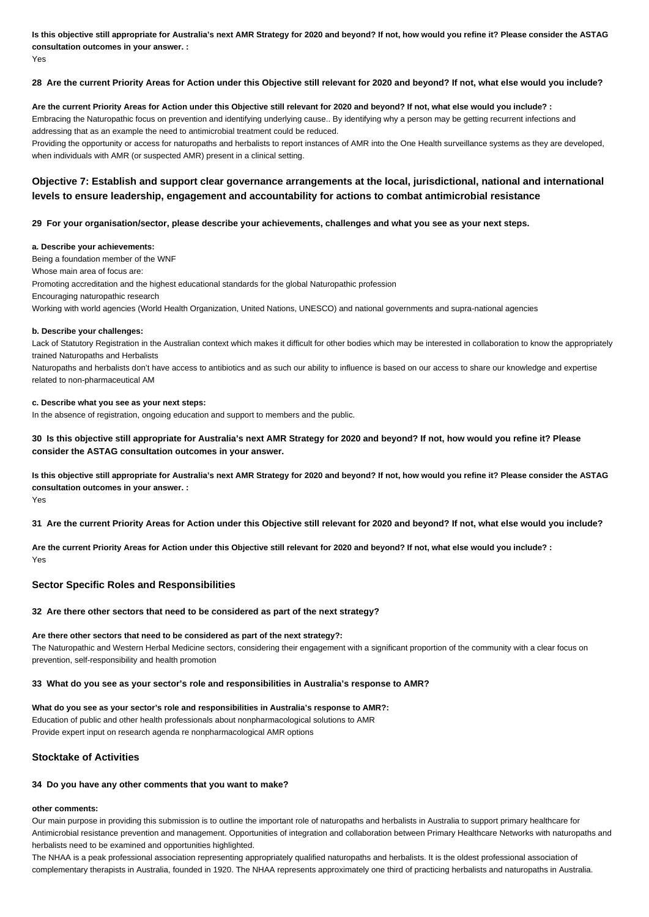**Is this objective still appropriate for Australia's next AMR Strategy for 2020 and beyond? If not, how would you refine it? Please consider the ASTAG consultation outcomes in your answer. :**
Yes

**28 Are the current Priority Areas for Action under this Objective still relevant for 2020 and beyond? If not, what else would you include?**

**Are the current Priority Areas for Action under this Objective still relevant for 2020 and beyond? If not, what else would you include? :**
Embracing the Naturopathic focus on prevention and identifying underlying cause.. By identifying why a person may be getting recurrent infections and addressing that as an example the need to antimicrobial treatment could be reduced.
Providing the opportunity or access for naturopaths and herbalists to report instances of AMR into the One Health surveillance systems as they are developed, when individuals with AMR (or suspected AMR) present in a clinical setting.

## Objective 7: Establish and support clear governance arrangements at the local, jurisdictional, national and international levels to ensure leadership, engagement and accountability for actions to combat antimicrobial resistance

**29 For your organisation/sector, please describe your achievements, challenges and what you see as your next steps.**

**a. Describe your achievements:**
Being a foundation member of the WNF
Whose main area of focus are:
Promoting accreditation and the highest educational standards for the global Naturopathic profession
Encouraging naturopathic research
Working with world agencies (World Health Organization, United Nations, UNESCO) and national governments and supra-national agencies

**b. Describe your challenges:**
Lack of Statutory Registration in the Australian context which makes it difficult for other bodies which may be interested in collaboration to know the appropriately trained Naturopaths and Herbalists
Naturopaths and herbalists don't have access to antibiotics and as such our ability to influence is based on our access to share our knowledge and expertise related to non-pharmaceutical AM

**c. Describe what you see as your next steps:**
In the absence of registration, ongoing education and support to members and the public.

**30 Is this objective still appropriate for Australia's next AMR Strategy for 2020 and beyond? If not, how would you refine it? Please consider the ASTAG consultation outcomes in your answer.**

**Is this objective still appropriate for Australia's next AMR Strategy for 2020 and beyond? If not, how would you refine it? Please consider the ASTAG consultation outcomes in your answer. :**
Yes

**31 Are the current Priority Areas for Action under this Objective still relevant for 2020 and beyond? If not, what else would you include?**

**Are the current Priority Areas for Action under this Objective still relevant for 2020 and beyond? If not, what else would you include? :**
Yes

### Sector Specific Roles and Responsibilities

**32 Are there other sectors that need to be considered as part of the next strategy?**

**Are there other sectors that need to be considered as part of the next strategy?:**
The Naturopathic and Western Herbal Medicine sectors, considering their engagement with a significant proportion of the community with a clear focus on prevention, self-responsibility and health promotion

**33 What do you see as your sector's role and responsibilities in Australia's response to AMR?**

**What do you see as your sector's role and responsibilities in Australia's response to AMR?:**
Education of public and other health professionals about nonpharmacological solutions to AMR
Provide expert input on research agenda re nonpharmacological AMR options

### Stocktake of Activities

**34 Do you have any other comments that you want to make?**

**other comments:**
Our main purpose in providing this submission is to outline the important role of naturopaths and herbalists in Australia to support primary healthcare for Antimicrobial resistance prevention and management. Opportunities of integration and collaboration between Primary Healthcare Networks with naturopaths and herbalists need to be examined and opportunities highlighted.
The NHAA is a peak professional association representing appropriately qualified naturopaths and herbalists. It is the oldest professional association of complementary therapists in Australia, founded in 1920. The NHAA represents approximately one third of practicing herbalists and naturopaths in Australia.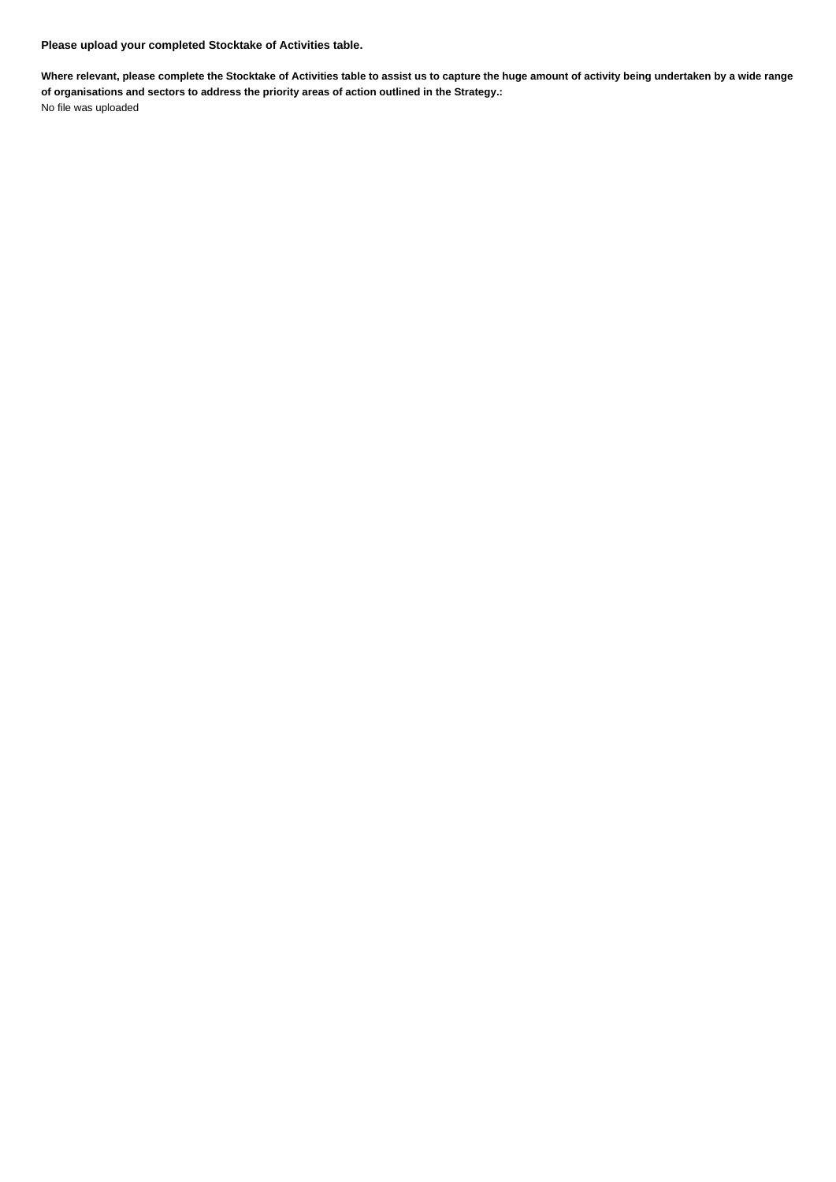**Please upload your completed Stocktake of Activities table.**

**Where relevant, please complete the Stocktake of Activities table to assist us to capture the huge amount of activity being undertaken by a wide range of organisations and sectors to address the priority areas of action outlined in the Strategy.:**
No file was uploaded